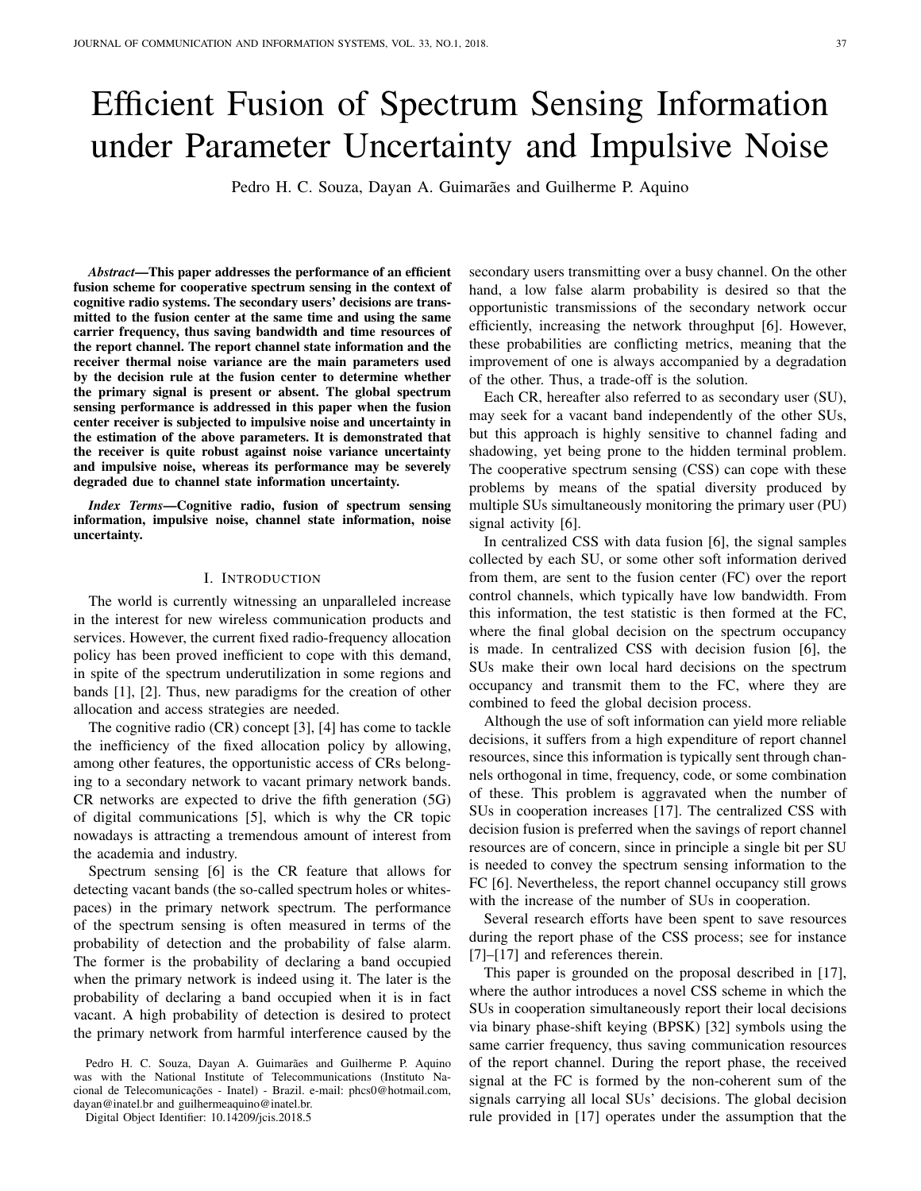# Efficient Fusion of Spectrum Sensing Information under Parameter Uncertainty and Impulsive Noise

Pedro H. C. Souza, Dayan A. Guimarães and Guilherme P. Aquino

***Abstract*—This paper addresses the performance of an efficient fusion scheme for cooperative spectrum sensing in the context of cognitive radio systems. The secondary users' decisions are transmitted to the fusion center at the same time and using the same carrier frequency, thus saving bandwidth and time resources of the report channel. The report channel state information and the receiver thermal noise variance are the main parameters used by the decision rule at the fusion center to determine whether the primary signal is present or absent. The global spectrum sensing performance is addressed in this paper when the fusion center receiver is subjected to impulsive noise and uncertainty in the estimation of the above parameters. It is demonstrated that the receiver is quite robust against noise variance uncertainty and impulsive noise, whereas its performance may be severely degraded due to channel state information uncertainty.**

***Index Terms*—Cognitive radio, fusion of spectrum sensing information, impulsive noise, channel state information, noise uncertainty.**

## I. Introduction

The world is currently witnessing an unparalleled increase in the interest for new wireless communication products and services. However, the current fixed radio-frequency allocation policy has been proved inefficient to cope with this demand, in spite of the spectrum underutilization in some regions and bands [1], [2]. Thus, new paradigms for the creation of other allocation and access strategies are needed.

The cognitive radio (CR) concept [3], [4] has come to tackle the inefficiency of the fixed allocation policy by allowing, among other features, the opportunistic access of CRs belonging to a secondary network to vacant primary network bands. CR networks are expected to drive the fifth generation (5G) of digital communications [5], which is why the CR topic nowadays is attracting a tremendous amount of interest from the academia and industry.

Spectrum sensing [6] is the CR feature that allows for detecting vacant bands (the so-called spectrum holes or whitespaces) in the primary network spectrum. The performance of the spectrum sensing is often measured in terms of the probability of detection and the probability of false alarm. The former is the probability of declaring a band occupied when the primary network is indeed using it. The later is the probability of declaring a band occupied when it is in fact vacant. A high probability of detection is desired to protect the primary network from harmful interference caused by the secondary users transmitting over a busy channel. On the other hand, a low false alarm probability is desired so that the opportunistic transmissions of the secondary network occur efficiently, increasing the network throughput [6]. However, these probabilities are conflicting metrics, meaning that the improvement of one is always accompanied by a degradation of the other. Thus, a trade-off is the solution.

Each CR, hereafter also referred to as secondary user (SU), may seek for a vacant band independently of the other SUs, but this approach is highly sensitive to channel fading and shadowing, yet being prone to the hidden terminal problem. The cooperative spectrum sensing (CSS) can cope with these problems by means of the spatial diversity produced by multiple SUs simultaneously monitoring the primary user (PU) signal activity [6].

In centralized CSS with data fusion [6], the signal samples collected by each SU, or some other soft information derived from them, are sent to the fusion center (FC) over the report control channels, which typically have low bandwidth. From this information, the test statistic is then formed at the FC, where the final global decision on the spectrum occupancy is made. In centralized CSS with decision fusion [6], the SUs make their own local hard decisions on the spectrum occupancy and transmit them to the FC, where they are combined to feed the global decision process.

Although the use of soft information can yield more reliable decisions, it suffers from a high expenditure of report channel resources, since this information is typically sent through channels orthogonal in time, frequency, code, or some combination of these. This problem is aggravated when the number of SUs in cooperation increases [17]. The centralized CSS with decision fusion is preferred when the savings of report channel resources are of concern, since in principle a single bit per SU is needed to convey the spectrum sensing information to the FC [6]. Nevertheless, the report channel occupancy still grows with the increase of the number of SUs in cooperation.

Several research efforts have been spent to save resources during the report phase of the CSS process; see for instance [7]–[17] and references therein.

This paper is grounded on the proposal described in [17], where the author introduces a novel CSS scheme in which the SUs in cooperation simultaneously report their local decisions via binary phase-shift keying (BPSK) [32] symbols using the same carrier frequency, thus saving communication resources of the report channel. During the report phase, the received signal at the FC is formed by the non-coherent sum of the signals carrying all local SUs' decisions. The global decision rule provided in [17] operates under the assumption that the

Pedro H. C. Souza, Dayan A. Guimarães and Guilherme P. Aquino was with the National Institute of Telecommunications (Instituto Nacional de Telecomunicações - Inatel) - Brazil. e-mail: phcs0@hotmail.com, dayan@inatel.br and guilhermeaquino@inatel.br.

Digital Object Identifier: 10.14209/jcis.2018.5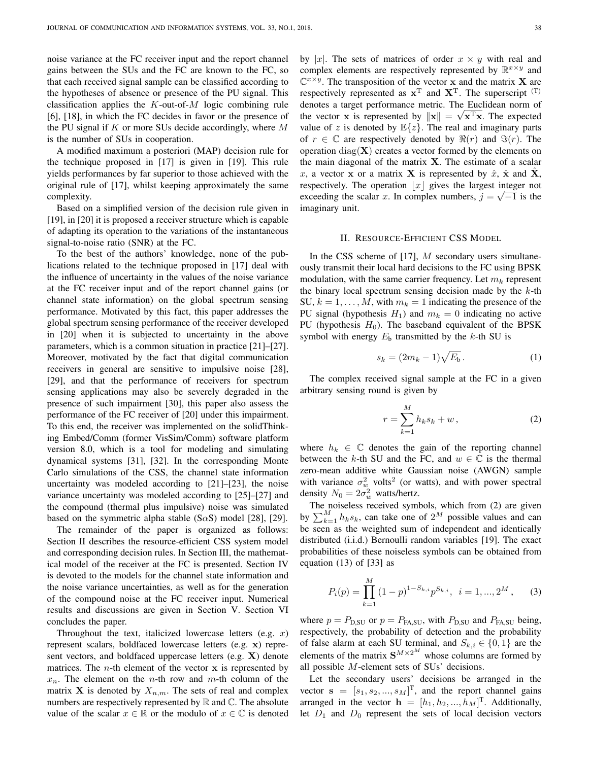noise variance at the FC receiver input and the report channel gains between the SUs and the FC are known to the FC, so that each received signal sample can be classified according to the hypotheses of absence or presence of the PU signal. This classification applies the $K$-out-of-$M$ logic combining rule [6], [18], in which the FC decides in favor or the presence of the PU signal if $K$ or more SUs decide accordingly, where $M$ is the number of SUs in cooperation.

A modified maximum a posteriori (MAP) decision rule for the technique proposed in [17] is given in [19]. This rule yields performances by far superior to those achieved with the original rule of [17], whilst keeping approximately the same complexity.

Based on a simplified version of the decision rule given in [19], in [20] it is proposed a receiver structure which is capable of adapting its operation to the variations of the instantaneous signal-to-noise ratio (SNR) at the FC.

To the best of the authors' knowledge, none of the publications related to the technique proposed in [17] deal with the influence of uncertainty in the values of the noise variance at the FC receiver input and of the report channel gains (or channel state information) on the global spectrum sensing performance. Motivated by this fact, this paper addresses the global spectrum sensing performance of the receiver developed in [20] when it is subjected to uncertainty in the above parameters, which is a common situation in practice [21]–[27]. Moreover, motivated by the fact that digital communication receivers in general are sensitive to impulsive noise [28], [29], and that the performance of receivers for spectrum sensing applications may also be severely degraded in the presence of such impairment [30], this paper also assess the performance of the FC receiver of [20] under this impairment. To this end, the receiver was implemented on the solidThinking Embed/Comm (former VisSim/Comm) software platform version 8.0, which is a tool for modeling and simulating dynamical systems [31], [32]. In the corresponding Monte Carlo simulations of the CSS, the channel state information uncertainty was modeled according to [21]–[23], the noise variance uncertainty was modeled according to [25]–[27] and the compound (thermal plus impulsive) noise was simulated based on the symmetric alpha stable (S$\alpha$S) model [28], [29].

The remainder of the paper is organized as follows: Section II describes the resource-efficient CSS system model and corresponding decision rules. In Section III, the mathematical model of the receiver at the FC is presented. Section IV is devoted to the models for the channel state information and the noise variance uncertainties, as well as for the generation of the compound noise at the FC receiver input. Numerical results and discussions are given in Section V. Section VI concludes the paper.

Throughout the text, italicized lowercase letters (e.g. $x$) represent scalars, boldfaced lowercase letters (e.g. $\mathbf{x}$) represent vectors, and boldfaced uppercase letters (e.g. $\mathbf{X}$) denote matrices. The $n$-th element of the vector $\mathbf{x}$ is represented by $x_n$. The element on the $n$-th row and $m$-th column of the matrix $\mathbf{X}$ is denoted by $X_{n,m}$. The sets of real and complex numbers are respectively represented by $\mathbb{R}$ and $\mathbb{C}$. The absolute value of the scalar $x \in \mathbb{R}$ or the modulo of $x \in \mathbb{C}$ is denoted by $|x|$. The sets of matrices of order $x \times y$ with real and complex elements are respectively represented by $\mathbb{R}^{x\times y}$ and $\mathbb{C}^{x\times y}$. The transposition of the vector $\mathbf{x}$ and the matrix $\mathbf{X}$ are respectively represented as $\mathbf{x}^{\mathrm{T}}$ and $\mathbf{X}^{\mathrm{T}}$. The superscript $^{(\mathrm{T})}$ denotes a target performance metric. The Euclidean norm of the vector $\mathbf{x}$ is represented by $\|\mathbf{x}\| = \sqrt{\mathbf{x}^{\mathrm{T}}\mathbf{x}}$. The expected value of $z$ is denoted by $\mathbb{E}\{z\}$. The real and imaginary parts of $r \in \mathbb{C}$ are respectively denoted by $\Re(r)$ and $\Im(r)$. The operation $\mathrm{diag}(\mathbf{X})$ creates a vector formed by the elements on the main diagonal of the matrix $\mathbf{X}$. The estimate of a scalar $x$, a vector $\mathbf{x}$ or a matrix $\mathbf{X}$ is represented by $\hat{x}$, $\hat{\mathbf{x}}$ and $\hat{\mathbf{X}}$, respectively. The operation $\lfloor x \rfloor$ gives the largest integer not exceeding the scalar $x$. In complex numbers, $j = \sqrt{-1}$ is the imaginary unit.

## II. Resource-Efficient CSS Model

In the CSS scheme of [17], $M$ secondary users simultaneously transmit their local hard decisions to the FC using BPSK modulation, with the same carrier frequency. Let $m_k$ represent the binary local spectrum sensing decision made by the $k$-th SU, $k = 1, \ldots, M$, with $m_k = 1$ indicating the presence of the PU signal (hypothesis $H_1$) and $m_k = 0$ indicating no active PU (hypothesis $H_0$). The baseband equivalent of the BPSK symbol with energy $E_\mathrm{b}$ transmitted by the $k$-th SU is

$$s_k = (2m_k - 1)\sqrt{E_\mathrm{b}}\,. \tag{1}$$

The complex received signal sample at the FC in a given arbitrary sensing round is given by

$$r = \sum_{k=1}^{M} h_k s_k + w\,, \tag{2}$$

where $h_k \in \mathbb{C}$ denotes the gain of the reporting channel between the $k$-th SU and the FC, and $w \in \mathbb{C}$ is the thermal zero-mean additive white Gaussian noise (AWGN) sample with variance $\sigma_w^2$ volts$^2$ (or watts), and with power spectral density $N_0 = 2\sigma_w^2$ watts/hertz.

The noiseless received symbols, which from (2) are given by $\sum_{k=1}^{M} h_k s_k$, can take one of $2^M$ possible values and can be seen as the weighted sum of independent and identically distributed (i.i.d.) Bernoulli random variables [19]. The exact probabilities of these noiseless symbols can be obtained from equation (13) of [33] as

$$P_i(p) = \prod_{k=1}^{M} (1-p)^{1-S_{k,i}} p^{S_{k,i}}, \;\; i = 1, ..., 2^M\,, \tag{3}$$

where $p = P_{\mathrm{D,SU}}$ or $p = P_{\mathrm{FA,SU}}$, with $P_{\mathrm{D,SU}}$ and $P_{\mathrm{FA,SU}}$ being, respectively, the probability of detection and the probability of false alarm at each SU terminal, and $S_{k,i} \in \{0, 1\}$ are the elements of the matrix $\mathbf{S}^{M\times 2^M}$ whose columns are formed by all possible $M$-element sets of SUs' decisions.

Let the secondary users' decisions be arranged in the vector $\mathbf{s} = [s_1, s_2, ..., s_M]^{\mathrm{T}}$, and the report channel gains arranged in the vector $\mathbf{h} = [h_1, h_2, ..., h_M]^{\mathrm{T}}$. Additionally, let $D_1$ and $D_0$ represent the sets of local decision vectors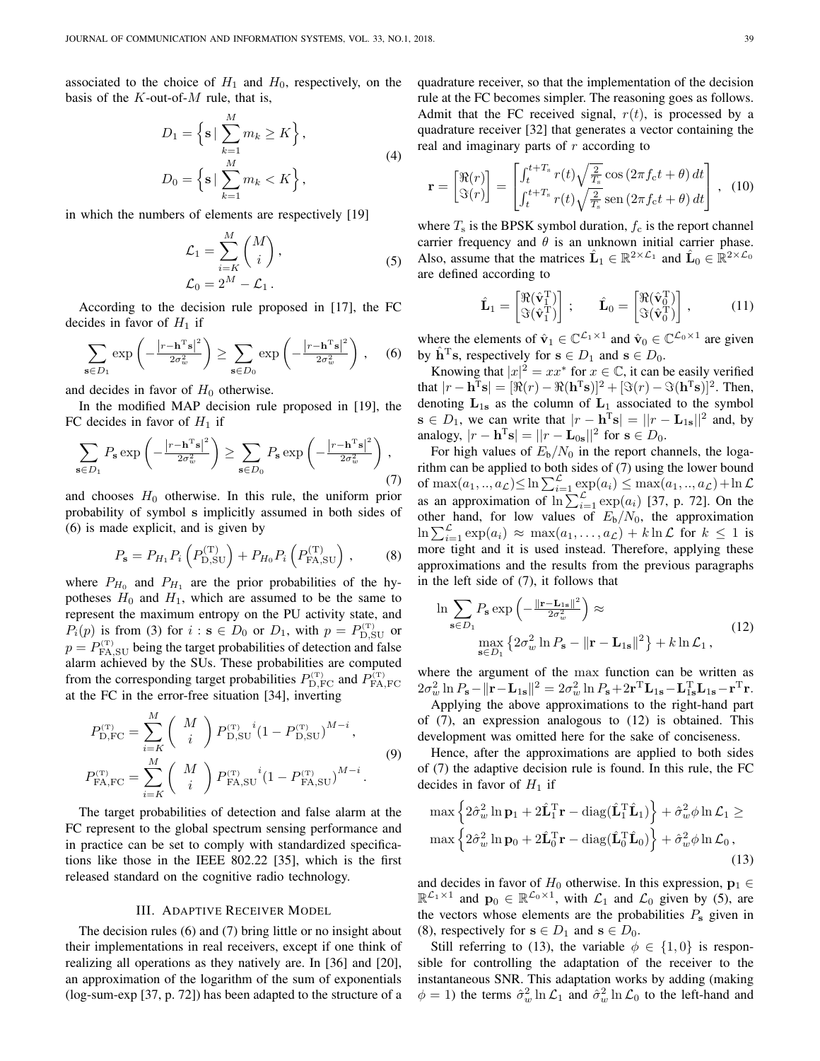associated to the choice of $H_1$ and $H_0$, respectively, on the basis of the $K$-out-of-$M$ rule, that is,

$$
\begin{aligned}
D_1 &= \Big\{ \mathbf{s} \,|\, \sum_{k=1}^{M} m_k \geq K \Big\} , \\
D_0 &= \Big\{ \mathbf{s} \,|\, \sum_{k=1}^{M} m_k < K \Big\} ,
\end{aligned}
\tag{4}
$$

in which the numbers of elements are respectively [19]

$$
\begin{aligned}
\mathcal{L}_1 &= \sum_{i=K}^{M} \binom{M}{i} , \\
\mathcal{L}_0 &= 2^M - \mathcal{L}_1 .
\end{aligned}
\tag{5}
$$

According to the decision rule proposed in [17], the FC decides in favor of $H_1$ if

$$
\sum_{\mathbf{s}\in D_1} \exp\left(-\frac{\left|r-\mathbf{h}^{\mathrm{T}}\mathbf{s}\right|^2}{2\sigma_w^2}\right) \geq \sum_{\mathbf{s}\in D_0} \exp\left(-\frac{\left|r-\mathbf{h}^{\mathrm{T}}\mathbf{s}\right|^2}{2\sigma_w^2}\right) , \tag{6}
$$

and decides in favor of $H_0$ otherwise.

In the modified MAP decision rule proposed in [19], the FC decides in favor of $H_1$ if

$$
\sum_{\mathbf{s}\in D_1} P_{\mathbf{s}} \exp\left(-\frac{\left|r-\mathbf{h}^{\mathrm{T}}\mathbf{s}\right|^2}{2\sigma_w^2}\right) \geq \sum_{\mathbf{s}\in D_0} P_{\mathbf{s}} \exp\left(-\frac{\left|r-\mathbf{h}^{\mathrm{T}}\mathbf{s}\right|^2}{2\sigma_w^2}\right) , \tag{7}
$$

and chooses $H_0$ otherwise. In this rule, the uniform prior probability of symbol $\mathbf{s}$ implicitly assumed in both sides of (6) is made explicit, and is given by

$$
P_{\mathbf{s}} = P_{H_1} P_i\left(P_{\mathrm{D,SU}}^{(\mathrm{T})}\right) + P_{H_0} P_i\left(P_{\mathrm{FA,SU}}^{(\mathrm{T})}\right) , \tag{8}
$$

where $P_{H_0}$ and $P_{H_1}$ are the prior probabilities of the hypotheses $H_0$ and $H_1$, which are assumed to be the same to represent the maximum entropy on the PU activity state, and $P_i(p)$ is from (3) for $i : \mathbf{s} \in D_0$ or $D_1$, with $p = P_{\mathrm{D,SU}}^{(\mathrm{T})}$ or $p = P_{\mathrm{FA,SU}}^{(\mathrm{T})}$ being the target probabilities of detection and false alarm achieved by the SUs. These probabilities are computed from the corresponding target probabilities $P_{\mathrm{D,FC}}^{(\mathrm{T})}$ and $P_{\mathrm{FA,FC}}^{(\mathrm{T})}$ at the FC in the error-free situation [34], inverting

$$
\begin{aligned}
P_{\mathrm{D,FC}}^{(\mathrm{T})} &= \sum_{i=K}^{M} \binom{M}{i} {P_{\mathrm{D,SU}}^{(\mathrm{T})}}^{i} (1 - P_{\mathrm{D,SU}}^{(\mathrm{T})})^{M-i} , \\
P_{\mathrm{FA,FC}}^{(\mathrm{T})} &= \sum_{i=K}^{M} \binom{M}{i} {P_{\mathrm{FA,SU}}^{(\mathrm{T})}}^{i} (1 - P_{\mathrm{FA,SU}}^{(\mathrm{T})})^{M-i} .
\end{aligned}
\tag{9}
$$

The target probabilities of detection and false alarm at the FC represent to the global spectrum sensing performance and in practice can be set to comply with standardized specifications like those in the IEEE 802.22 [35], which is the first released standard on the cognitive radio technology.

## III. Adaptive Receiver Model

The decision rules (6) and (7) bring little or no insight about their implementations in real receivers, except if one think of realizing all operations as they natively are. In [36] and [20], an approximation of the logarithm of the sum of exponentials (log-sum-exp [37, p. 72]) has been adapted to the structure of a quadrature receiver, so that the implementation of the decision rule at the FC becomes simpler. The reasoning goes as follows. Admit that the FC received signal, $r(t)$, is processed by a quadrature receiver [32] that generates a vector containing the real and imaginary parts of $r$ according to

$$
\mathbf{r} = \begin{bmatrix} \Re(r) \\ \Im(r) \end{bmatrix} = \begin{bmatrix} \int_t^{t+T_{\mathrm{s}}} r(t)\sqrt{\frac{2}{T_{\mathrm{s}}}}\cos\left(2\pi f_{\mathrm{c}} t + \theta\right) dt \\ \int_t^{t+T_{\mathrm{s}}} r(t)\sqrt{\frac{2}{T_{\mathrm{s}}}}\,\mathrm{sen}\left(2\pi f_{\mathrm{c}} t + \theta\right) dt \end{bmatrix} , \tag{10}
$$

where $T_{\mathrm{s}}$ is the BPSK symbol duration, $f_{\mathrm{c}}$ is the report channel carrier frequency and $\theta$ is an unknown initial carrier phase. Also, assume that the matrices $\hat{\mathbf{L}}_1 \in \mathbb{R}^{2\times\mathcal{L}_1}$ and $\hat{\mathbf{L}}_0 \in \mathbb{R}^{2\times\mathcal{L}_0}$ are defined according to

$$
\hat{\mathbf{L}}_1 = \begin{bmatrix} \Re(\hat{\mathbf{v}}_1^{\mathrm{T}}) \\ \Im(\hat{\mathbf{v}}_1^{\mathrm{T}}) \end{bmatrix} ; \qquad \hat{\mathbf{L}}_0 = \begin{bmatrix} \Re(\hat{\mathbf{v}}_0^{\mathrm{T}}) \\ \Im(\hat{\mathbf{v}}_0^{\mathrm{T}}) \end{bmatrix} , \tag{11}
$$

where the elements of $\hat{\mathbf{v}}_1 \in \mathbb{C}^{\mathcal{L}_1\times 1}$ and $\hat{\mathbf{v}}_0 \in \mathbb{C}^{\mathcal{L}_0\times 1}$ are given by $\hat{\mathbf{h}}^{\mathrm{T}}\mathbf{s}$, respectively for $\mathbf{s} \in D_1$ and $\mathbf{s} \in D_0$.

Knowing that $|x|^2 = xx^*$ for $x \in \mathbb{C}$, it can be easily verified that $|r - \mathbf{h}^{\mathrm{T}}\mathbf{s}| = [\Re(r) - \Re(\mathbf{h}^{\mathrm{T}}\mathbf{s})]^2 + [\Im(r) - \Im(\mathbf{h}^{\mathrm{T}}\mathbf{s})]^2$. Then, denoting $\mathbf{L}_{1\mathbf{s}}$ as the column of $\mathbf{L}_1$ associated to the symbol $\mathbf{s} \in D_1$, we can write that $|r - \mathbf{h}^{\mathrm{T}}\mathbf{s}| = ||r - \mathbf{L}_{1\mathbf{s}}||^2$ and, by analogy, $|r - \mathbf{h}^{\mathrm{T}}\mathbf{s}| = ||r - \mathbf{L}_{0\mathbf{s}}||^2$ for $\mathbf{s} \in D_0$.

For high values of $E_{\mathrm{b}}/N_0$ in the report channels, the logarithm can be applied to both sides of (7) using the lower bound of $\max(a_1,..,a_{\mathcal{L}}) \leq \ln\sum_{i=1}^{\mathcal{L}}\exp(a_i) \leq \max(a_1,..,a_{\mathcal{L}}) + \ln\mathcal{L}$ as an approximation of $\ln\sum_{i=1}^{\mathcal{L}}\exp(a_i)$ [37, p. 72]. On the other hand, for low values of $E_{\mathrm{b}}/N_0$, the approximation $\ln\sum_{i=1}^{\mathcal{L}}\exp(a_i) \approx \max(a_1,\ldots,a_{\mathcal{L}}) + k\ln\mathcal{L}$ for $k \leq 1$ is more tight and it is used instead. Therefore, applying these approximations and the results from the previous paragraphs in the left side of (7), it follows that

$$
\begin{aligned}
\ln \sum_{\mathbf{s}\in D_1} P_{\mathbf{s}} \exp\left(-\frac{\|\mathbf{r}-\mathbf{L}_{1\mathbf{s}}\|^2}{2\sigma_w^2}\right) &\approx \\
\max_{\mathbf{s}\in D_1} \left\{2\sigma_w^2 \ln P_{\mathbf{s}} - \|\mathbf{r}-\mathbf{L}_{1\mathbf{s}}\|^2\right\} &+ k\ln\mathcal{L}_1 ,
\end{aligned}
\tag{12}
$$

where the argument of the max function can be written as $2\sigma_w^2 \ln P_{\mathbf{s}} - \|\mathbf{r}-\mathbf{L}_{1\mathbf{s}}\|^2 = 2\sigma_w^2\ln P_{\mathbf{s}} + 2\mathbf{r}^{\mathrm{T}}\mathbf{L}_{1\mathbf{s}} - \mathbf{L}_{1\mathbf{s}}^{\mathrm{T}}\mathbf{L}_{1\mathbf{s}} - \mathbf{r}^{\mathrm{T}}\mathbf{r}$.

Applying the above approximations to the right-hand part of (7), an expression analogous to (12) is obtained. This development was omitted here for the sake of conciseness.

Hence, after the approximations are applied to both sides of (7) the adaptive decision rule is found. In this rule, the FC decides in favor of $H_1$ if

$$
\begin{aligned}
\max\left\{2\hat{\sigma}_w^2\ln\mathbf{p}_1 + 2\hat{\mathbf{L}}_1^{\mathrm{T}}\mathbf{r} - \mathrm{diag}(\hat{\mathbf{L}}_1^{\mathrm{T}}\hat{\mathbf{L}}_1)\right\} + \hat{\sigma}_w^2\phi\ln\mathcal{L}_1 \geq \\
\max\left\{2\hat{\sigma}_w^2\ln\mathbf{p}_0 + 2\hat{\mathbf{L}}_0^{\mathrm{T}}\mathbf{r} - \mathrm{diag}(\hat{\mathbf{L}}_0^{\mathrm{T}}\hat{\mathbf{L}}_0)\right\} + \hat{\sigma}_w^2\phi\ln\mathcal{L}_0 ,
\end{aligned}
\tag{13}
$$

and decides in favor of $H_0$ otherwise. In this expression, $\mathbf{p}_1 \in \mathbb{R}^{\mathcal{L}_1\times 1}$ and $\mathbf{p}_0 \in \mathbb{R}^{\mathcal{L}_0\times 1}$, with $\mathcal{L}_1$ and $\mathcal{L}_0$ given by (5), are the vectors whose elements are the probabilities $P_{\mathbf{s}}$ given in (8), respectively for $\mathbf{s} \in D_1$ and $\mathbf{s} \in D_0$.

Still referring to (13), the variable $\phi \in \{1, 0\}$ is responsible for controlling the adaptation of the receiver to the instantaneous SNR. This adaptation works by adding (making $\phi = 1$) the terms $\hat{\sigma}_w^2\ln\mathcal{L}_1$ and $\hat{\sigma}_w^2\ln\mathcal{L}_0$ to the left-hand and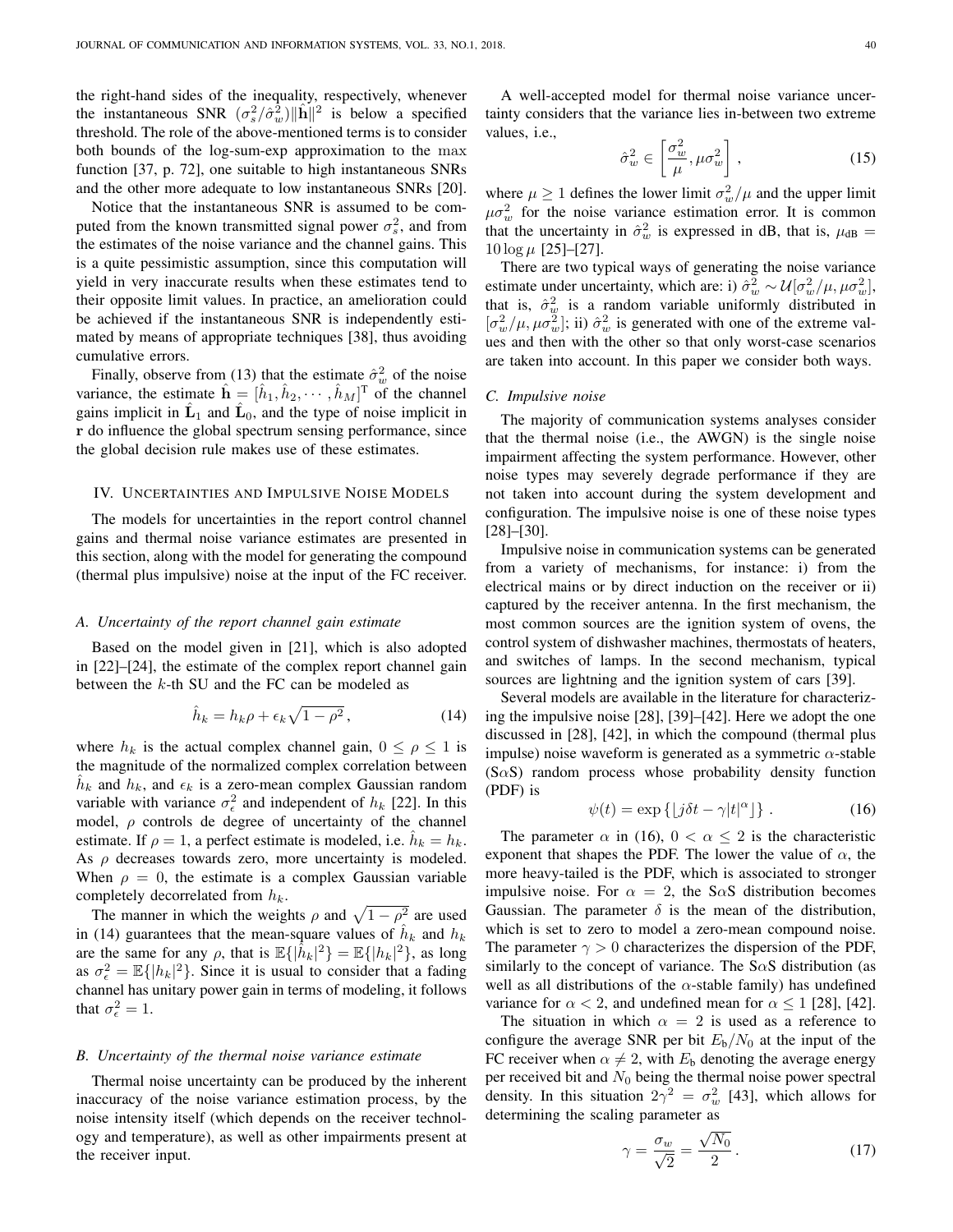the right-hand sides of the inequality, respectively, whenever the instantaneous SNR $(\sigma_s^2/\hat{\sigma}_w^2)\|\hat{\mathbf{h}}\|^2$ is below a specified threshold. The role of the above-mentioned terms is to consider both bounds of the log-sum-exp approximation to the max function [37, p. 72], one suitable to high instantaneous SNRs and the other more adequate to low instantaneous SNRs [20].

Notice that the instantaneous SNR is assumed to be computed from the known transmitted signal power $\sigma_s^2$, and from the estimates of the noise variance and the channel gains. This is a quite pessimistic assumption, since this computation will yield in very inaccurate results when these estimates tend to their opposite limit values. In practice, an amelioration could be achieved if the instantaneous SNR is independently estimated by means of appropriate techniques [38], thus avoiding cumulative errors.

Finally, observe from (13) that the estimate $\hat{\sigma}_w^2$ of the noise variance, the estimate $\hat{\mathbf{h}} = [\hat{h}_1, \hat{h}_2, \cdots, \hat{h}_M]^{\mathrm{T}}$ of the channel gains implicit in $\hat{\mathbf{L}}_1$ and $\hat{\mathbf{L}}_0$, and the type of noise implicit in $\mathbf{r}$ do influence the global spectrum sensing performance, since the global decision rule makes use of these estimates.

## IV. Uncertainties and Impulsive Noise Models

The models for uncertainties in the report control channel gains and thermal noise variance estimates are presented in this section, along with the model for generating the compound (thermal plus impulsive) noise at the input of the FC receiver.

### A. Uncertainty of the report channel gain estimate

Based on the model given in [21], which is also adopted in [22]–[24], the estimate of the complex report channel gain between the $k$-th SU and the FC can be modeled as

$$\hat{h}_k = h_k\rho + \epsilon_k\sqrt{1-\rho^2}\,, \tag{14}$$

where $h_k$ is the actual complex channel gain, $0 \leq \rho \leq 1$ is the magnitude of the normalized complex correlation between $\hat{h}_k$ and $h_k$, and $\epsilon_k$ is a zero-mean complex Gaussian random variable with variance $\sigma_\epsilon^2$ and independent of $h_k$ [22]. In this model, $\rho$ controls de degree of uncertainty of the channel estimate. If $\rho = 1$, a perfect estimate is modeled, i.e. $\hat{h}_k = h_k$. As $\rho$ decreases towards zero, more uncertainty is modeled. When $\rho = 0$, the estimate is a complex Gaussian variable completely decorrelated from $h_k$.

The manner in which the weights $\rho$ and $\sqrt{1-\rho^2}$ are used in (14) guarantees that the mean-square values of $\hat{h}_k$ and $h_k$ are the same for any $\rho$, that is $\mathbb{E}\{|\hat{h}_k|^2\} = \mathbb{E}\{|h_k|^2\}$, as long as $\sigma_\epsilon^2 = \mathbb{E}\{|h_k|^2\}$. Since it is usual to consider that a fading channel has unitary power gain in terms of modeling, it follows that $\sigma_\epsilon^2 = 1$.

### B. Uncertainty of the thermal noise variance estimate

Thermal noise uncertainty can be produced by the inherent inaccuracy of the noise variance estimation process, by the noise intensity itself (which depends on the receiver technology and temperature), as well as other impairments present at the receiver input.

A well-accepted model for thermal noise variance uncertainty considers that the variance lies in-between two extreme values, i.e.,

$$\hat{\sigma}_w^2 \in \left[\frac{\sigma_w^2}{\mu}, \mu\sigma_w^2\right], \tag{15}$$

where $\mu \geq 1$ defines the lower limit $\sigma_w^2/\mu$ and the upper limit $\mu\sigma_w^2$ for the noise variance estimation error. It is common that the uncertainty in $\hat{\sigma}_w^2$ is expressed in dB, that is, $\mu_{\text{dB}} = 10\log\mu$ [25]–[27].

There are two typical ways of generating the noise variance estimate under uncertainty, which are: i) $\hat{\sigma}_w^2 \sim \mathcal{U}[\sigma_w^2/\mu, \mu\sigma_w^2]$, that is, $\hat{\sigma}_w^2$ is a random variable uniformly distributed in $[\sigma_w^2/\mu, \mu\sigma_w^2]$; ii) $\hat{\sigma}_w^2$ is generated with one of the extreme values and then with the other so that only worst-case scenarios are taken into account. In this paper we consider both ways.

### C. Impulsive noise

The majority of communication systems analyses consider that the thermal noise (i.e., the AWGN) is the single noise impairment affecting the system performance. However, other noise types may severely degrade performance if they are not taken into account during the system development and configuration. The impulsive noise is one of these noise types [28]–[30].

Impulsive noise in communication systems can be generated from a variety of mechanisms, for instance: i) from the electrical mains or by direct induction on the receiver or ii) captured by the receiver antenna. In the first mechanism, the most common sources are the ignition system of ovens, the control system of dishwasher machines, thermostats of heaters, and switches of lamps. In the second mechanism, typical sources are lightning and the ignition system of cars [39].

Several models are available in the literature for characterizing the impulsive noise [28], [39]–[42]. Here we adopt the one discussed in [28], [42], in which the compound (thermal plus impulse) noise waveform is generated as a symmetric $\alpha$-stable (S$\alpha$S) random process whose probability density function (PDF) is

$$\psi(t) = \exp\left\{\lfloor j\delta t - \gamma|t|^\alpha \rfloor\right\}. \tag{16}$$

The parameter $\alpha$ in (16), $0 < \alpha \leq 2$ is the characteristic exponent that shapes the PDF. The lower the value of $\alpha$, the more heavy-tailed is the PDF, which is associated to stronger impulsive noise. For $\alpha = 2$, the S$\alpha$S distribution becomes Gaussian. The parameter $\delta$ is the mean of the distribution, which is set to zero to model a zero-mean compound noise. The parameter $\gamma > 0$ characterizes the dispersion of the PDF, similarly to the concept of variance. The S$\alpha$S distribution (as well as all distributions of the $\alpha$-stable family) has undefined variance for $\alpha < 2$, and undefined mean for $\alpha \leq 1$ [28], [42].

The situation in which $\alpha = 2$ is used as a reference to configure the average SNR per bit $E_{\text{b}}/N_0$ at the input of the FC receiver when $\alpha \neq 2$, with $E_{\text{b}}$ denoting the average energy per received bit and $N_0$ being the thermal noise power spectral density. In this situation $2\gamma^2 = \sigma_w^2$ [43], which allows for determining the scaling parameter as

$$\gamma = \frac{\sigma_w}{\sqrt{2}} = \frac{\sqrt{N_0}}{2}\,. \tag{17}$$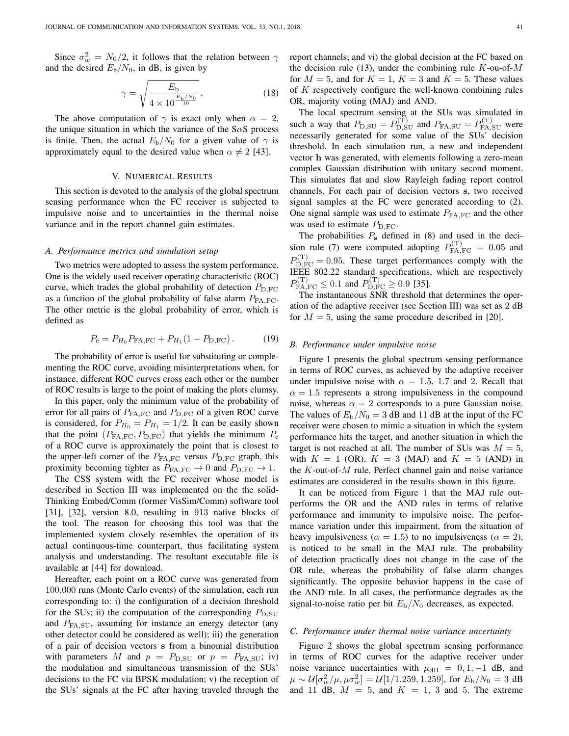Since $\sigma_w^2 = N_0/2$, it follows that the relation between $\gamma$ and the desired $E_\text{b}/N_0$, in dB, is given by

$$\gamma = \sqrt{\frac{E_\text{b}}{4 \times 10^{\frac{E_\text{b}/N_0}{10}}}}\,. \tag{18}$$

The above computation of $\gamma$ is exact only when $\alpha = 2$, the unique situation in which the variance of the S$\alpha$S process is finite. Then, the actual $E_\text{b}/N_0$ for a given value of $\gamma$ is approximately equal to the desired value when $\alpha \neq 2$ [43].

## V. Numerical Results

This section is devoted to the analysis of the global spectrum sensing performance when the FC receiver is subjected to impulsive noise and to uncertainties in the thermal noise variance and in the report channel gain estimates.

### A. Performance metrics and simulation setup

Two metrics were adopted to assess the system performance. One is the widely used receiver operating characteristic (ROC) curve, which trades the global probability of detection $P_\text{D,FC}$ as a function of the global probability of false alarm $P_\text{FA,FC}$. The other metric is the global probability of error, which is defined as

$$P_\text{e} = P_{H_0} P_\text{FA,FC} + P_{H_1}(1 - P_\text{D,FC})\,. \tag{19}$$

The probability of error is useful for substituting or complementing the ROC curve, avoiding misinterpretations when, for instance, different ROC curves cross each other or the number of ROC results is large to the point of making the plots clumsy.

In this paper, only the minimum value of the probability of error for all pairs of $P_\text{FA,FC}$ and $P_\text{D,FC}$ of a given ROC curve is considered, for $P_{H_0} = P_{H_1} = 1/2$. It can be easily shown that the point $(P_\text{FA,FC}, P_\text{D,FC})$ that yields the minimum $P_\text{e}$ of a ROC curve is approximately the point that is closest to the upper-left corner of the $P_\text{FA,FC}$ versus $P_\text{D,FC}$ graph, this proximity becoming tighter as $P_\text{FA,FC} \to 0$ and $P_\text{D,FC} \to 1$.

The CSS system with the FC receiver whose model is described in Section III was implemented on the the solidThinking Embed/Comm (former VisSim/Comm) software tool [31], [32], version 8.0, resulting in 913 native blocks of the tool. The reason for choosing this tool was that the implemented system closely resembles the operation of its actual continuous-time counterpart, thus facilitating system analysis and understanding. The resultant executable file is available at [44] for download.

Hereafter, each point on a ROC curve was generated from 100,000 runs (Monte Carlo events) of the simulation, each run corresponding to: i) the configuration of a decision threshold for the SUs; ii) the computation of the corresponding $P_\text{D,SU}$ and $P_\text{FA,SU}$, assuming for instance an energy detector (any other detector could be considered as well); iii) the generation of a pair of decision vectors $\mathbf{s}$ from a binomial distribution with parameters $M$ and $p = P_\text{D,SU}$ or $p = P_\text{FA,SU}$; iv) the modulation and simultaneous transmission of the SUs' decisions to the FC via BPSK modulation; v) the reception of the SUs' signals at the FC after having traveled through the report channels; and vi) the global decision at the FC based on the decision rule (13), under the combining rule $K$-ou-of-$M$ for $M = 5$, and for $K = 1$, $K = 3$ and $K = 5$. These values of $K$ respectively configure the well-known combining rules OR, majority voting (MAJ) and AND.

The local spectrum sensing at the SUs was simulated in such a way that $P_\text{D,SU} = P_\text{D,SU}^{(\text{T})}$ and $P_\text{FA,SU} = P_\text{FA,SU}^{(\text{T})}$ were necessarily generated for some value of the SUs' decision threshold. In each simulation run, a new and independent vector $\mathbf{h}$ was generated, with elements following a zero-mean complex Gaussian distribution with unitary second moment. This simulates flat and slow Rayleigh fading report control channels. For each pair of decision vectors $\mathbf{s}$, two received signal samples at the FC were generated according to (2). One signal sample was used to estimate $P_\text{FA,FC}$ and the other was used to estimate $P_\text{D,FC}$.

The probabilities $P_\mathbf{s}$ defined in (8) and used in the decision rule (7) were computed adopting $P_\text{FA,FC}^{(\text{T})} = 0.05$ and $P_\text{D,FC}^{(\text{T})} = 0.95$. These target performances comply with the IEEE 802.22 standard specifications, which are respectively $P_\text{FA,FC}^{(\text{T})} \leq 0.1$ and $P_\text{D,FC}^{(\text{T})} \geq 0.9$ [35].

The instantaneous SNR threshold that determines the operation of the adaptive receiver (see Section III) was set as 2 dB for $M = 5$, using the same procedure described in [20].

### B. Performance under impulsive noise

Figure 1 presents the global spectrum sensing performance in terms of ROC curves, as achieved by the adaptive receiver under impulsive noise with $\alpha = 1.5$, 1.7 and 2. Recall that $\alpha = 1.5$ represents a strong impulsiveness in the compound noise, whereas $\alpha = 2$ corresponds to a pure Gaussian noise. The values of $E_\text{b}/N_0 = 3$ dB and 11 dB at the input of the FC receiver were chosen to mimic a situation in which the system performance hits the target, and another situation in which the target is not reached at all. The number of SUs was $M = 5$, with $K = 1$ (OR), $K = 3$ (MAJ) and $K = 5$ (AND) in the $K$-out-of-$M$ rule. Perfect channel gain and noise variance estimates are considered in the results shown in this figure.

It can be noticed from Figure 1 that the MAJ rule outperforms the OR and the AND rules in terms of relative performance and immunity to impulsive noise. The performance variation under this impairment, from the situation of heavy impulsiveness ($\alpha = 1.5$) to no impulsiveness ($\alpha = 2$), is noticed to be small in the MAJ rule. The probability of detection practically does not change in the case of the OR rule, whereas the probability of false alarm changes significantly. The opposite behavior happens in the case of the AND rule. In all cases, the performance degrades as the signal-to-noise ratio per bit $E_\text{b}/N_0$ decreases, as expected.

### C. Performance under thermal noise variance uncertainty

Figure 2 shows the global spectrum sensing performance in terms of ROC curves for the adaptive receiver under noise variance uncertainties with $\mu_\text{dB} = 0, 1, -1$ dB, and $\mu \sim \mathcal{U}[\sigma_w^2/\mu, \mu\sigma_w^2] = \mathcal{U}[1/1.259, 1.259]$, for $E_\text{b}/N_0 = 3$ dB and 11 dB, $M = 5$, and $K = 1$, 3 and 5. The extreme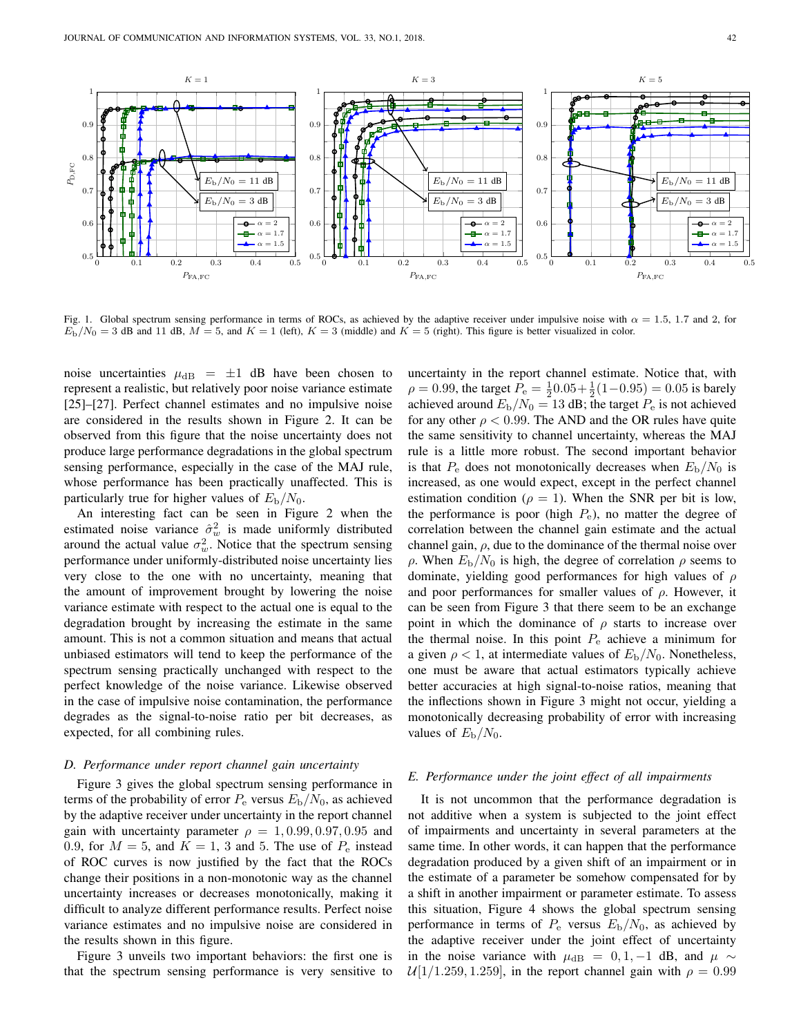Fig. 1. Global spectrum sensing performance in terms of ROCs, as achieved by the adaptive receiver under impulsive noise with $\alpha = 1.5$, 1.7 and 2, for $E_b/N_0 = 3$ dB and 11 dB, $M = 5$, and $K = 1$ (left), $K = 3$ (middle) and $K = 5$ (right). This figure is better visualized in color.

noise uncertainties $\mu_{dB} = \pm 1$ dB have been chosen to represent a realistic, but relatively poor noise variance estimate [25]–[27]. Perfect channel estimates and no impulsive noise are considered in the results shown in Figure 2. It can be observed from this figure that the noise uncertainty does not produce large performance degradations in the global spectrum sensing performance, especially in the case of the MAJ rule, whose performance has been practically unaffected. This is particularly true for higher values of $E_b/N_0$.

An interesting fact can be seen in Figure 2 when the estimated noise variance $\hat{\sigma}_w^2$ is made uniformly distributed around the actual value $\sigma_w^2$. Notice that the spectrum sensing performance under uniformly-distributed noise uncertainty lies very close to the one with no uncertainty, meaning that the amount of improvement brought by lowering the noise variance estimate with respect to the actual one is equal to the degradation brought by increasing the estimate in the same amount. This is not a common situation and means that actual unbiased estimators will tend to keep the performance of the spectrum sensing practically unchanged with respect to the perfect knowledge of the noise variance. Likewise observed in the case of impulsive noise contamination, the performance degrades as the signal-to-noise ratio per bit decreases, as expected, for all combining rules.

### D. Performance under report channel gain uncertainty

Figure 3 gives the global spectrum sensing performance in terms of the probability of error $P_e$ versus $E_b/N_0$, as achieved by the adaptive receiver under uncertainty in the report channel gain with uncertainty parameter $\rho = 1, 0.99, 0.97, 0.95$ and 0.9, for $M = 5$, and $K = 1$, 3 and 5. The use of $P_e$ instead of ROC curves is now justified by the fact that the ROCs change their positions in a non-monotonic way as the channel uncertainty increases or decreases monotonically, making it difficult to analyze different performance results. Perfect noise variance estimates and no impulsive noise are considered in the results shown in this figure.

Figure 3 unveils two important behaviors: the first one is that the spectrum sensing performance is very sensitive to uncertainty in the report channel estimate. Notice that, with $\rho = 0.99$, the target $P_e = \frac{1}{2}0.05 + \frac{1}{2}(1-0.95) = 0.05$ is barely achieved around $E_b/N_0 = 13$ dB; the target $P_e$ is not achieved for any other $\rho < 0.99$. The AND and the OR rules have quite the same sensitivity to channel uncertainty, whereas the MAJ rule is a little more robust. The second important behavior is that $P_e$ does not monotonically decreases when $E_b/N_0$ is increased, as one would expect, except in the perfect channel estimation condition ($\rho = 1$). When the SNR per bit is low, the performance is poor (high $P_e$), no matter the degree of correlation between the channel gain estimate and the actual channel gain, $\rho$, due to the dominance of the thermal noise over $\rho$. When $E_b/N_0$ is high, the degree of correlation $\rho$ seems to dominate, yielding good performances for high values of $\rho$ and poor performances for smaller values of $\rho$. However, it can be seen from Figure 3 that there seem to be an exchange point in which the dominance of $\rho$ starts to increase over the thermal noise. In this point $P_e$ achieve a minimum for a given $\rho < 1$, at intermediate values of $E_b/N_0$. Nonetheless, one must be aware that actual estimators typically achieve better accuracies at high signal-to-noise ratios, meaning that the inflections shown in Figure 3 might not occur, yielding a monotonically decreasing probability of error with increasing values of $E_b/N_0$.

### E. Performance under the joint effect of all impairments

It is not uncommon that the performance degradation is not additive when a system is subjected to the joint effect of impairments and uncertainty in several parameters at the same time. In other words, it can happen that the performance degradation produced by a given shift of an impairment or in the estimate of a parameter be somehow compensated for by a shift in another impairment or parameter estimate. To assess this situation, Figure 4 shows the global spectrum sensing performance in terms of $P_e$ versus $E_b/N_0$, as achieved by the adaptive receiver under the joint effect of uncertainty in the noise variance with $\mu_{dB} = 0, 1, -1$ dB, and $\mu \sim \mathcal{U}[1/1.259, 1.259]$, in the report channel gain with $\rho = 0.99$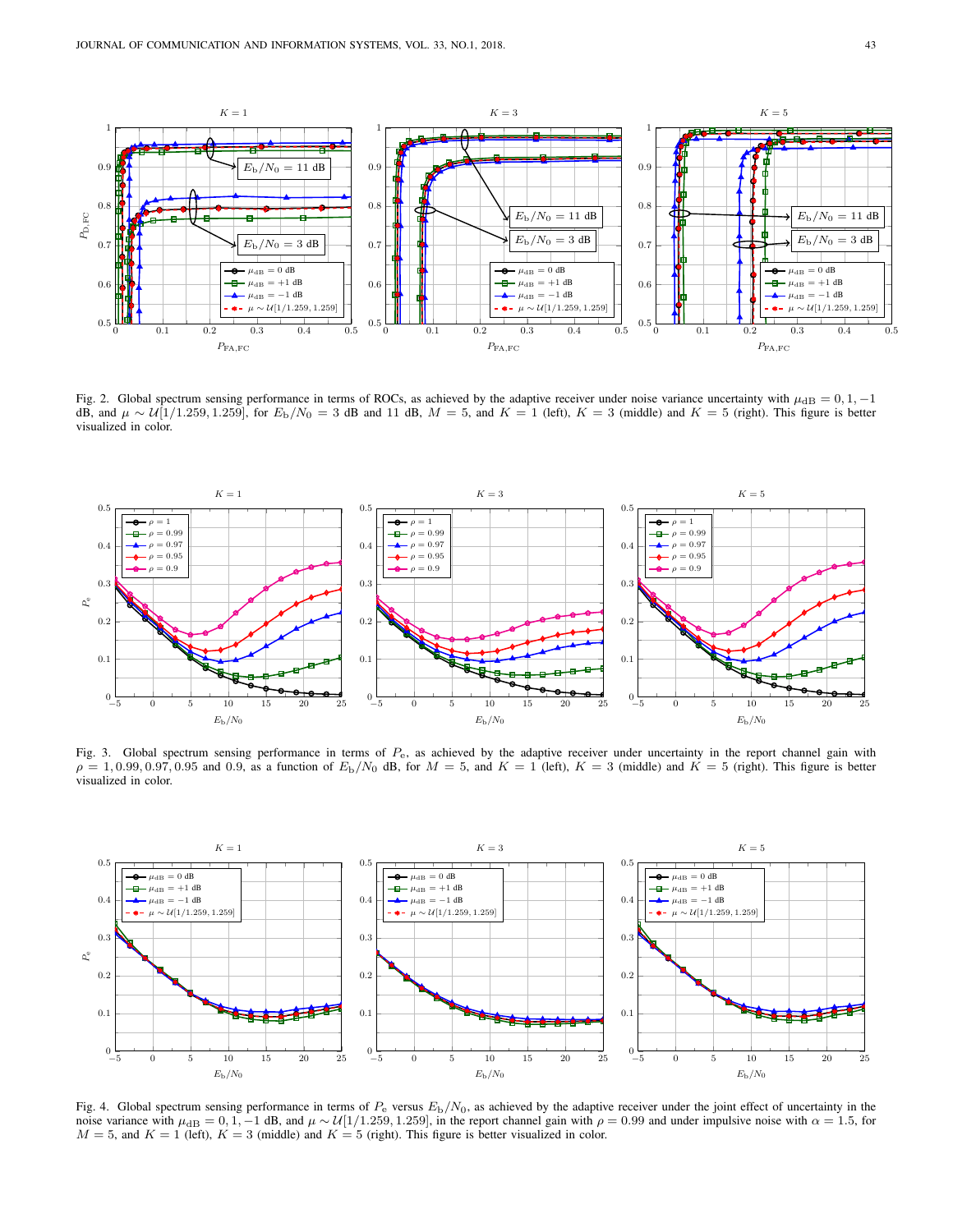Fig. 2. Global spectrum sensing performance in terms of ROCs, as achieved by the adaptive receiver under noise variance uncertainty with $\mu_{\mathrm{dB}} = 0, 1, -1$ dB, and $\mu \sim \mathcal{U}[1/1.259, 1.259]$, for $E_{\mathrm{b}}/N_0 = 3$ dB and 11 dB, $M = 5$, and $K = 1$ (left), $K = 3$ (middle) and $K = 5$ (right). This figure is better visualized in color.

Fig. 3. Global spectrum sensing performance in terms of $P_{\mathrm{e}}$, as achieved by the adaptive receiver under uncertainty in the report channel gain with $\rho = 1, 0.99, 0.97, 0.95$ and 0.9, as a function of $E_{\mathrm{b}}/N_0$ dB, for $M = 5$, and $K = 1$ (left), $K = 3$ (middle) and $K = 5$ (right). This figure is better visualized in color.

Fig. 4. Global spectrum sensing performance in terms of $P_{\mathrm{e}}$ versus $E_{\mathrm{b}}/N_0$, as achieved by the adaptive receiver under the joint effect of uncertainty in the noise variance with $\mu_{\mathrm{dB}} = 0, 1, -1$ dB, and $\mu \sim \mathcal{U}[1/1.259, 1.259]$, in the report channel gain with $\rho = 0.99$ and under impulsive noise with $\alpha = 1.5$, for $M = 5$, and $K = 1$ (left), $K = 3$ (middle) and $K = 5$ (right). This figure is better visualized in color.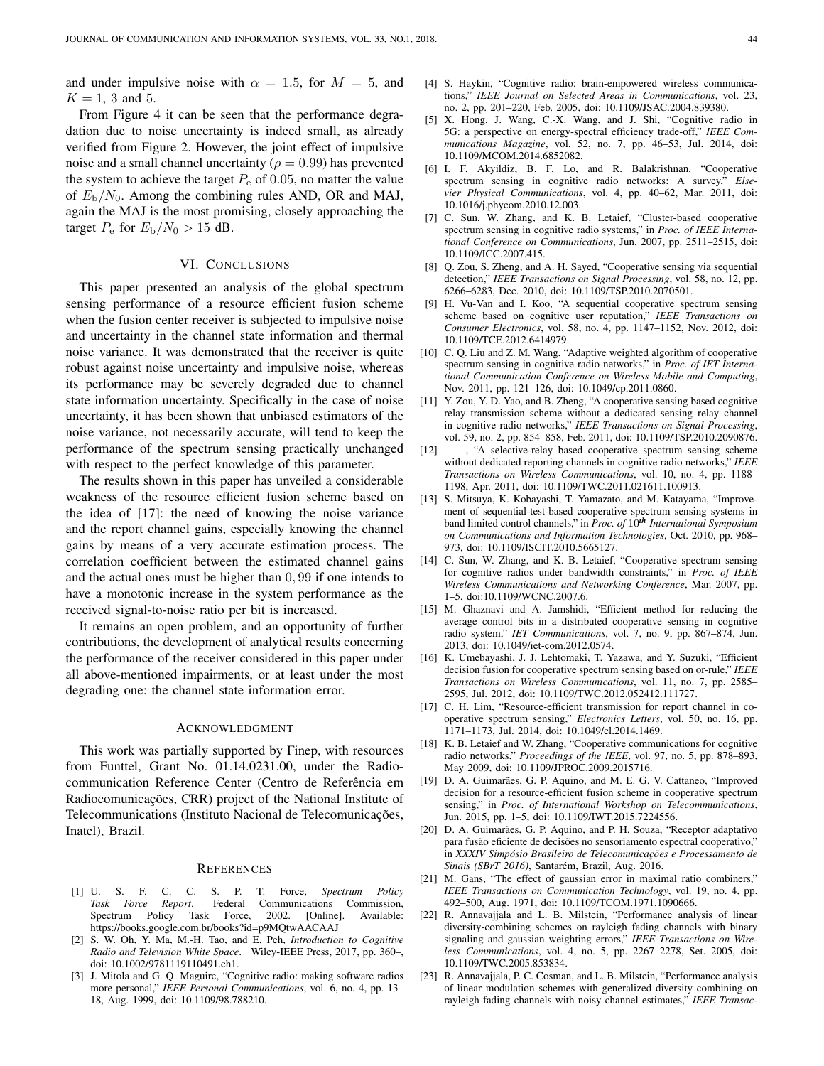and under impulsive noise with $\alpha = 1.5$, for $M = 5$, and $K = 1$, 3 and 5.

From Figure 4 it can be seen that the performance degradation due to noise uncertainty is indeed small, as already verified from Figure 2. However, the joint effect of impulsive noise and a small channel uncertainty ($\rho = 0.99$) has prevented the system to achieve the target $P_\mathrm{e}$ of $0.05$, no matter the value of $E_\mathrm{b}/N_0$. Among the combining rules AND, OR and MAJ, again the MAJ is the most promising, closely approaching the target $P_\mathrm{e}$ for $E_\mathrm{b}/N_0 > 15$ dB.

## VI. Conclusions

This paper presented an analysis of the global spectrum sensing performance of a resource efficient fusion scheme when the fusion center receiver is subjected to impulsive noise and uncertainty in the channel state information and thermal noise variance. It was demonstrated that the receiver is quite robust against noise uncertainty and impulsive noise, whereas its performance may be severely degraded due to channel state information uncertainty. Specifically in the case of noise uncertainty, it has been shown that unbiased estimators of the noise variance, not necessarily accurate, will tend to keep the performance of the spectrum sensing practically unchanged with respect to the perfect knowledge of this parameter.

The results shown in this paper has unveiled a considerable weakness of the resource efficient fusion scheme based on the idea of [17]: the need of knowing the noise variance and the report channel gains, especially knowing the channel gains by means of a very accurate estimation process. The correlation coefficient between the estimated channel gains and the actual ones must be higher than $0,99$ if one intends to have a monotonic increase in the system performance as the received signal-to-noise ratio per bit is increased.

It remains an open problem, and an opportunity of further contributions, the development of analytical results concerning the performance of the receiver considered in this paper under all above-mentioned impairments, or at least under the most degrading one: the channel state information error.

## Acknowledgment

This work was partially supported by Finep, with resources from Funttel, Grant No. 01.14.0231.00, under the Radiocommunication Reference Center (Centro de Referência em Radiocomunicações, CRR) project of the National Institute of Telecommunications (Instituto Nacional de Telecomunicações, Inatel), Brazil.

## References

[1] U. S. F. C. C. S. P. T. Force, *Spectrum Policy Task Force Report*. Federal Communications Commission, Spectrum Policy Task Force, 2002. [Online]. Available: https://books.google.com.br/books?id=p9MQtwAACAAJ

[2] S. W. Oh, Y. Ma, M.-H. Tao, and E. Peh, *Introduction to Cognitive Radio and Television White Space*. Wiley-IEEE Press, 2017, pp. 360–, doi: 10.1002/9781119110491.ch1.

[3] J. Mitola and G. Q. Maguire, "Cognitive radio: making software radios more personal," *IEEE Personal Communications*, vol. 6, no. 4, pp. 13–18, Aug. 1999, doi: 10.1109/98.788210.

[4] S. Haykin, "Cognitive radio: brain-empowered wireless communications," *IEEE Journal on Selected Areas in Communications*, vol. 23, no. 2, pp. 201–220, Feb. 2005, doi: 10.1109/JSAC.2004.839380.

[5] X. Hong, J. Wang, C.-X. Wang, and J. Shi, "Cognitive radio in 5G: a perspective on energy-spectral efficiency trade-off," *IEEE Communications Magazine*, vol. 52, no. 7, pp. 46–53, Jul. 2014, doi: 10.1109/MCOM.2014.6852082.

[6] I. F. Akyildiz, B. F. Lo, and R. Balakrishnan, "Cooperative spectrum sensing in cognitive radio networks: A survey," *Elsevier Physical Communications*, vol. 4, pp. 40–62, Mar. 2011, doi: 10.1016/j.phycom.2010.12.003.

[7] C. Sun, W. Zhang, and K. B. Letaief, "Cluster-based cooperative spectrum sensing in cognitive radio systems," in *Proc. of IEEE International Conference on Communications*, Jun. 2007, pp. 2511–2515, doi: 10.1109/ICC.2007.415.

[8] Q. Zou, S. Zheng, and A. H. Sayed, "Cooperative sensing via sequential detection," *IEEE Transactions on Signal Processing*, vol. 58, no. 12, pp. 6266–6283, Dec. 2010, doi: 10.1109/TSP.2010.2070501.

[9] H. Vu-Van and I. Koo, "A sequential cooperative spectrum sensing scheme based on cognitive user reputation," *IEEE Transactions on Consumer Electronics*, vol. 58, no. 4, pp. 1147–1152, Nov. 2012, doi: 10.1109/TCE.2012.6414979.

[10] C. Q. Liu and Z. M. Wang, "Adaptive weighted algorithm of cooperative spectrum sensing in cognitive radio networks," in *Proc. of IET International Communication Conference on Wireless Mobile and Computing*, Nov. 2011, pp. 121–126, doi: 10.1049/cp.2011.0860.

[11] Y. Zou, Y. D. Yao, and B. Zheng, "A cooperative sensing based cognitive relay transmission scheme without a dedicated sensing relay channel in cognitive radio networks," *IEEE Transactions on Signal Processing*, vol. 59, no. 2, pp. 854–858, Feb. 2011, doi: 10.1109/TSP.2010.2090876.

[12] ——, "A selective-relay based cooperative spectrum sensing scheme without dedicated reporting channels in cognitive radio networks," *IEEE Transactions on Wireless Communications*, vol. 10, no. 4, pp. 1188–1198, Apr. 2011, doi: 10.1109/TWC.2011.021611.100913.

[13] S. Mitsuya, K. Kobayashi, T. Yamazato, and M. Katayama, "Improvement of sequential-test-based cooperative spectrum sensing systems in band limited control channels," in *Proc. of 10th International Symposium on Communications and Information Technologies*, Oct. 2010, pp. 968–973, doi: 10.1109/ISCIT.2010.5665127.

[14] C. Sun, W. Zhang, and K. B. Letaief, "Cooperative spectrum sensing for cognitive radios under bandwidth constraints," in *Proc. of IEEE Wireless Communications and Networking Conference*, Mar. 2007, pp. 1–5, doi:10.1109/WCNC.2007.6.

[15] M. Ghaznavi and A. Jamshidi, "Efficient method for reducing the average control bits in a distributed cooperative sensing in cognitive radio system," *IET Communications*, vol. 7, no. 9, pp. 867–874, Jun. 2013, doi: 10.1049/iet-com.2012.0574.

[16] K. Umebayashi, J. J. Lehtomaki, T. Yazawa, and Y. Suzuki, "Efficient decision fusion for cooperative spectrum sensing based on or-rule," *IEEE Transactions on Wireless Communications*, vol. 11, no. 7, pp. 2585–2595, Jul. 2012, doi: 10.1109/TWC.2012.052412.111727.

[17] C. H. Lim, "Resource-efficient transmission for report channel in cooperative spectrum sensing," *Electronics Letters*, vol. 50, no. 16, pp. 1171–1173, Jul. 2014, doi: 10.1049/el.2014.1469.

[18] K. B. Letaief and W. Zhang, "Cooperative communications for cognitive radio networks," *Proceedings of the IEEE*, vol. 97, no. 5, pp. 878–893, May 2009, doi: 10.1109/JPROC.2009.2015716.

[19] D. A. Guimarães, G. P. Aquino, and M. E. G. V. Cattaneo, "Improved decision for a resource-efficient fusion scheme in cooperative spectrum sensing," in *Proc. of International Workshop on Telecommunications*, Jun. 2015, pp. 1–5, doi: 10.1109/IWT.2015.7224556.

[20] D. A. Guimarães, G. P. Aquino, and P. H. Souza, "Receptor adaptativo para fusão eficiente de decisões no sensoriamento espectral cooperativo," in *XXXIV Simpósio Brasileiro de Telecomunicações e Processamento de Sinais (SBrT 2016)*, Santarém, Brazil, Aug. 2016.

[21] M. Gans, "The effect of gaussian error in maximal ratio combiners," *IEEE Transactions on Communication Technology*, vol. 19, no. 4, pp. 492–500, Aug. 1971, doi: 10.1109/TCOM.1971.1090666.

[22] R. Annavajjala and L. B. Milstein, "Performance analysis of linear diversity-combining schemes on rayleigh fading channels with binary signaling and gaussian weighting errors," *IEEE Transactions on Wireless Communications*, vol. 4, no. 5, pp. 2267–2278, Set. 2005, doi: 10.1109/TWC.2005.853834.

[23] R. Annavajjala, P. C. Cosman, and L. B. Milstein, "Performance analysis of linear modulation schemes with generalized diversity combining on rayleigh fading channels with noisy channel estimates," *IEEE Transac-*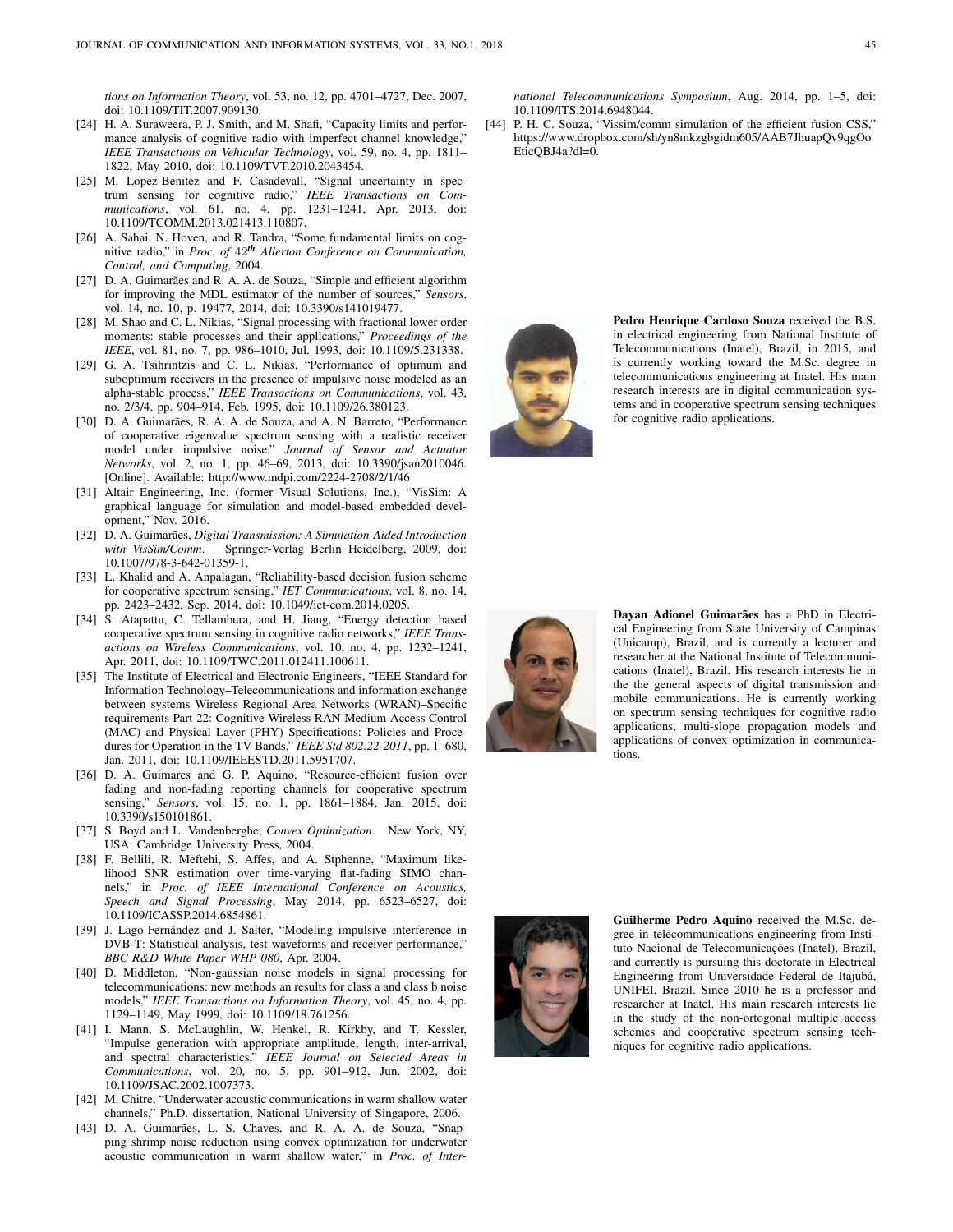*tions on Information Theory*, vol. 53, no. 12, pp. 4701–4727, Dec. 2007, doi: 10.1109/TIT.2007.909130.

[24] H. A. Suraweera, P. J. Smith, and M. Shafi, "Capacity limits and performance analysis of cognitive radio with imperfect channel knowledge," *IEEE Transactions on Vehicular Technology*, vol. 59, no. 4, pp. 1811–1822, May 2010, doi: 10.1109/TVT.2010.2043454.

[25] M. Lopez-Benitez and F. Casadevall, "Signal uncertainty in spectrum sensing for cognitive radio," *IEEE Transactions on Communications*, vol. 61, no. 4, pp. 1231–1241, Apr. 2013, doi: 10.1109/TCOMM.2013.021413.110807.

[26] A. Sahai, N. Hoven, and R. Tandra, "Some fundamental limits on cognitive radio," in *Proc. of 42*$^{th}$ *Allerton Conference on Communication, Control, and Computing*, 2004.

[27] D. A. Guimarães and R. A. A. de Souza, "Simple and efficient algorithm for improving the MDL estimator of the number of sources," *Sensors*, vol. 14, no. 10, p. 19477, 2014, doi: 10.3390/s141019477.

[28] M. Shao and C. L. Nikias, "Signal processing with fractional lower order moments: stable processes and their applications," *Proceedings of the IEEE*, vol. 81, no. 7, pp. 986–1010, Jul. 1993, doi: 10.1109/5.231338.

[29] G. A. Tsihrintzis and C. L. Nikias, "Performance of optimum and suboptimum receivers in the presence of impulsive noise modeled as an alpha-stable process," *IEEE Transactions on Communications*, vol. 43, no. 2/3/4, pp. 904–914, Feb. 1995, doi: 10.1109/26.380123.

[30] D. A. Guimarães, R. A. A. de Souza, and A. N. Barreto, "Performance of cooperative eigenvalue spectrum sensing with a realistic receiver model under impulsive noise," *Journal of Sensor and Actuator Networks*, vol. 2, no. 1, pp. 46–69, 2013, doi: 10.3390/jsan2010046. [Online]. Available: http://www.mdpi.com/2224-2708/2/1/46

[31] Altair Engineering, Inc. (former Visual Solutions, Inc.), "VisSim: A graphical language for simulation and model-based embedded development," Nov. 2016.

[32] D. A. Guimarães, *Digital Transmission: A Simulation-Aided Introduction with VisSim/Comm*. Springer-Verlag Berlin Heidelberg, 2009, doi: 10.1007/978-3-642-01359-1.

[33] L. Khalid and A. Anpalagan, "Reliability-based decision fusion scheme for cooperative spectrum sensing," *IET Communications*, vol. 8, no. 14, pp. 2423–2432, Sep. 2014, doi: 10.1049/iet-com.2014.0205.

[34] S. Atapattu, C. Tellambura, and H. Jiang, "Energy detection based cooperative spectrum sensing in cognitive radio networks," *IEEE Transactions on Wireless Communications*, vol. 10, no. 4, pp. 1232–1241, Apr. 2011, doi: 10.1109/TWC.2011.012411.100611.

[35] The Institute of Electrical and Electronic Engineers, "IEEE Standard for Information Technology–Telecommunications and information exchange between systems Wireless Regional Area Networks (WRAN)–Specific requirements Part 22: Cognitive Wireless RAN Medium Access Control (MAC) and Physical Layer (PHY) Specifications: Policies and Procedures for Operation in the TV Bands," *IEEE Std 802.22-2011*, pp. 1–680, Jan. 2011, doi: 10.1109/IEEESTD.2011.5951707.

[36] D. A. Guimares and G. P. Aquino, "Resource-efficient fusion over fading and non-fading reporting channels for cooperative spectrum sensing," *Sensors*, vol. 15, no. 1, pp. 1861–1884, Jan. 2015, doi: 10.3390/s150101861.

[37] S. Boyd and L. Vandenberghe, *Convex Optimization*. New York, NY, USA: Cambridge University Press, 2004.

[38] F. Bellili, R. Meftehi, S. Affes, and A. Stphenne, "Maximum likelihood SNR estimation over time-varying flat-fading SIMO channels," in *Proc. of IEEE International Conference on Acoustics, Speech and Signal Processing*, May 2014, pp. 6523–6527, doi: 10.1109/ICASSP.2014.6854861.

[39] J. Lago-Fernández and J. Salter, "Modeling impulsive interference in DVB-T: Statistical analysis, test waveforms and receiver performance," *BBC R&D White Paper WHP 080*, Apr. 2004.

[40] D. Middleton, "Non-gaussian noise models in signal processing for telecommunications: new methods an results for class a and class b noise models," *IEEE Transactions on Information Theory*, vol. 45, no. 4, pp. 1129–1149, May 1999, doi: 10.1109/18.761256.

[41] I. Mann, S. McLaughlin, W. Henkel, R. Kirkby, and T. Kessler, "Impulse generation with appropriate amplitude, length, inter-arrival, and spectral characteristics," *IEEE Journal on Selected Areas in Communications*, vol. 20, no. 5, pp. 901–912, Jun. 2002, doi: 10.1109/JSAC.2002.1007373.

[42] M. Chitre, "Underwater acoustic communications in warm shallow water channels," Ph.D. dissertation, National University of Singapore, 2006.

[43] D. A. Guimarães, L. S. Chaves, and R. A. A. de Souza, "Snapping shrimp noise reduction using convex optimization for underwater acoustic communication in warm shallow water," in *Proc. of International Telecommunications Symposium*, Aug. 2014, pp. 1–5, doi: 10.1109/ITS.2014.6948044.

[44] P. H. C. Souza, "Vissim/comm simulation of the efficient fusion CSS," https://www.dropbox.com/sh/yn8mkzgbgidm605/AAB7JhuapQv9qgOoEticQBJ4a?dl=0.

**Pedro Henrique Cardoso Souza** received the B.S. in electrical engineering from National Institute of Telecommunications (Inatel), Brazil, in 2015, and is currently working toward the M.Sc. degree in telecommunications engineering at Inatel. His main research interests are in digital communication systems and in cooperative spectrum sensing techniques for cognitive radio applications.

**Dayan Adionel Guimarães** has a PhD in Electrical Engineering from State University of Campinas (Unicamp), Brazil, and is currently a lecturer and researcher at the National Institute of Telecommunications (Inatel), Brazil. His research interests lie in the the general aspects of digital transmission and mobile communications. He is currently working on spectrum sensing techniques for cognitive radio applications, multi-slope propagation models and applications of convex optimization in communications.

**Guilherme Pedro Aquino** received the M.Sc. degree in telecommunications engineering from Instituto Nacional de Telecomunicações (Inatel), Brazil, and currently is pursuing this doctorate in Electrical Engineering from Universidade Federal de Itajubá, UNIFEI, Brazil. Since 2010 he is a professor and researcher at Inatel. His main research interests lie in the study of the non-ortogonal multiple access schemes and cooperative spectrum sensing techniques for cognitive radio applications.